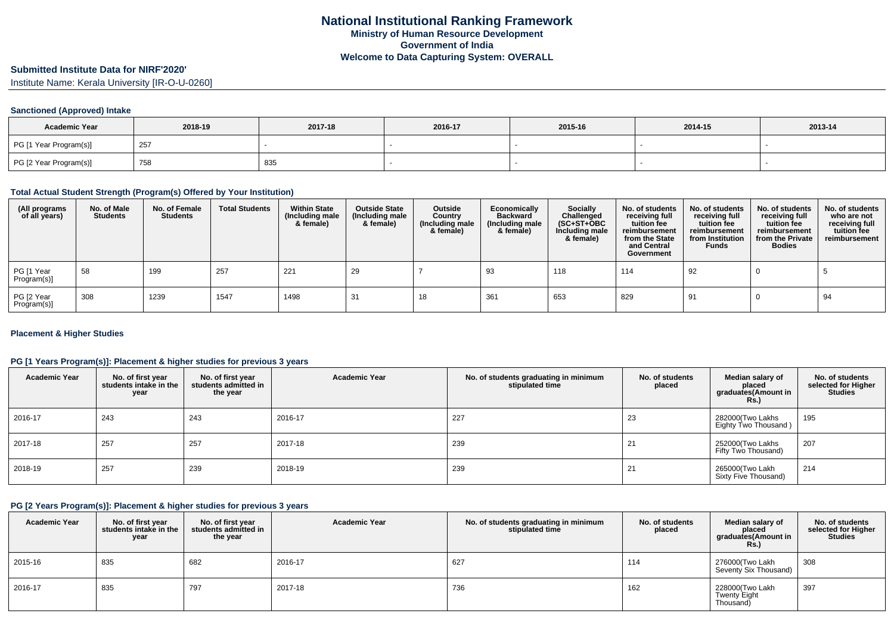# National Institutional Ranking Framework

## Ministry of Human Resource Development

## Government of India

## Welcome to Data Capturing System: OVERALL

### Submitted Institute Data for NIRF'2020'

Institute Name: Kerala University [IR-O-U-0260]

#### Sanctioned (Approved) Intake

| Academic Year | 2018-19 | 2017-18 | 2016-17 | 2015-16 | 2014-15 | 2013-14 |
|---|---|---|---|---|---|---|
| PG [1 Year Program(s)] | 257 | - | - | - | - | - |
| PG [2 Year Program(s)] | 758 | 835 | - | - | - | - |

#### Total Actual Student Strength (Program(s) Offered by Your Institution)

| (All programs of all years) | No. of Male Students | No. of Female Students | Total Students | Within State (Including male & female) | Outside State (Including male & female) | Outside Country (Including male & female) | Economically Backward (Including male & female) | Socially Challenged (SC+ST+OBC Including male & female) | No. of students receiving full tuition fee reimbursement from the State and Central Government | No. of students receiving full tuition fee reimbursement from Institution Funds | No. of students receiving full tuition fee reimbursement from the Private Bodies | No. of students who are not receiving full tuition fee reimbursement |
|---|---|---|---|---|---|---|---|---|---|---|---|---|
| PG [1 Year Program(s)] | 58 | 199 | 257 | 221 | 29 | 7 | 93 | 118 | 114 | 92 | 0 | 5 |
| PG [2 Year Program(s)] | 308 | 1239 | 1547 | 1498 | 31 | 18 | 361 | 653 | 829 | 91 | 0 | 94 |

#### Placement & Higher Studies

#### PG [1 Years Program(s)]: Placement & higher studies for previous 3 years

| Academic Year | No. of first year students intake in the year | No. of first year students admitted in the year | Academic Year | No. of students graduating in minimum stipulated time | No. of students placed | Median salary of placed graduates(Amount in Rs.) | No. of students selected for Higher Studies |
|---|---|---|---|---|---|---|---|
| 2016-17 | 243 | 243 | 2016-17 | 227 | 23 | 282000(Two Lakhs Eighty Two Thousand ) | 195 |
| 2017-18 | 257 | 257 | 2017-18 | 239 | 21 | 252000(Two Lakhs Fifty Two Thousand) | 207 |
| 2018-19 | 257 | 239 | 2018-19 | 239 | 21 | 265000(Two Lakh Sixty Five Thousand) | 214 |

#### PG [2 Years Program(s)]: Placement & higher studies for previous 3 years

| Academic Year | No. of first year students intake in the year | No. of first year students admitted in the year | Academic Year | No. of students graduating in minimum stipulated time | No. of students placed | Median salary of placed graduates(Amount in Rs.) | No. of students selected for Higher Studies |
|---|---|---|---|---|---|---|---|
| 2015-16 | 835 | 682 | 2016-17 | 627 | 114 | 276000(Two Lakh Seventy Six Thousand) | 308 |
| 2016-17 | 835 | 797 | 2017-18 | 736 | 162 | 228000(Two Lakh Twenty Eight Thousand) | 397 |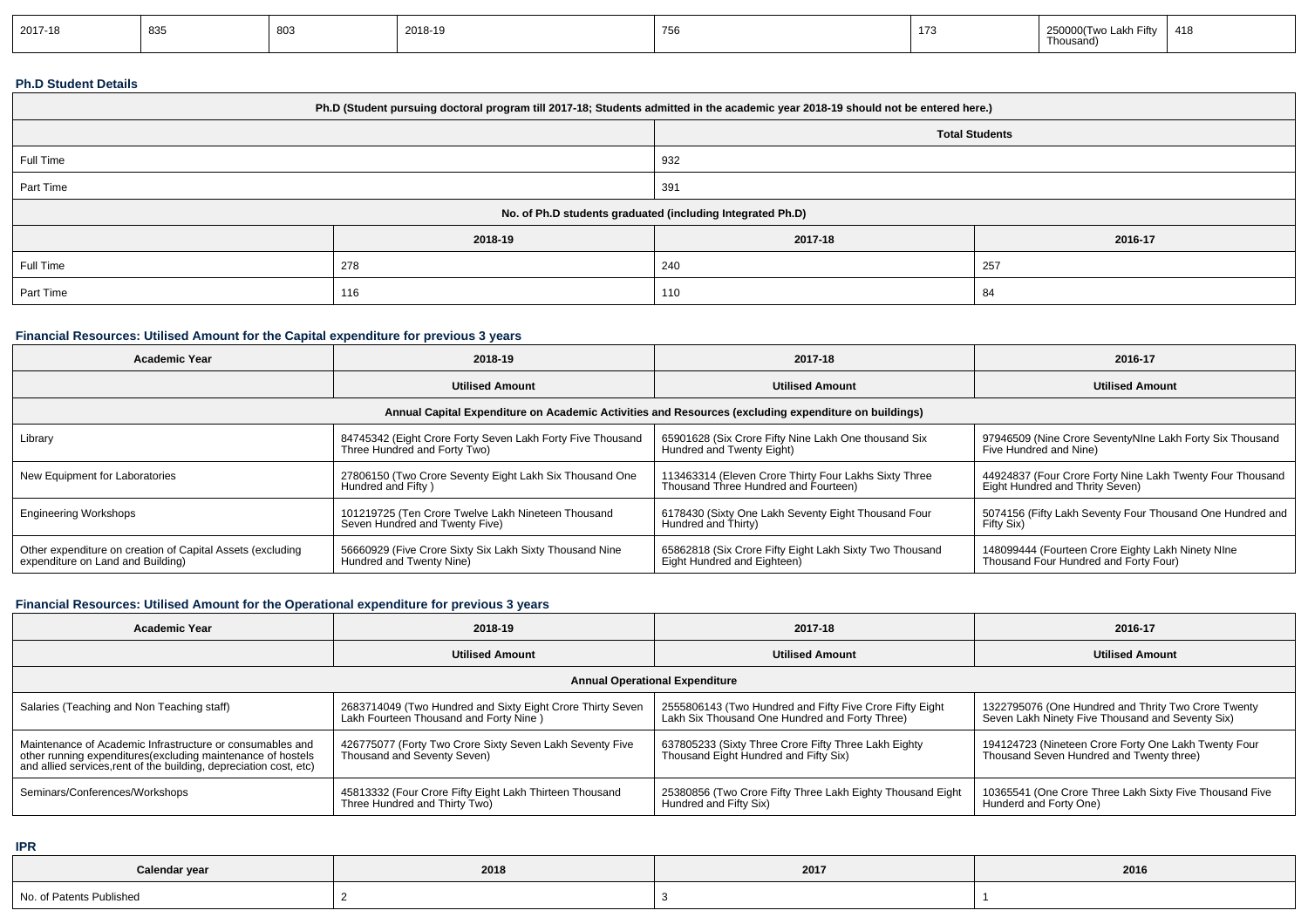| 2017-18 | 835 | 803 | 2018-19 | 756 | 173 | 250000(Two Lakh Fifty Thousand) | 418 |
|---|---|---|---|---|---|---|---|

### Ph.D Student Details

| Ph.D (Student pursuing doctoral program till 2017-18; Students admitted in the academic year 2018-19 should not be entered here.) | |
|---|---|
| | Total Students |
| Full Time | 932 |
| Part Time | 391 |

| No. of Ph.D students graduated (including Integrated Ph.D) | | | |
|---|---|---|---|
| | 2018-19 | 2017-18 | 2016-17 |
| Full Time | 278 | 240 | 257 |
| Part Time | 116 | 110 | 84 |

### Financial Resources: Utilised Amount for the Capital expenditure for previous 3 years

| Academic Year | 2018-19 | 2017-18 | 2016-17 |
|---|---|---|---|
| | Utilised Amount | Utilised Amount | Utilised Amount |
| Annual Capital Expenditure on Academic Activities and Resources (excluding expenditure on buildings) | | | |
| Library | 84745342 (Eight Crore Forty Seven Lakh Forty Five Thousand Three Hundred and Forty Two) | 65901628 (Six Crore Fifty Nine Lakh One thousand Six Hundred and Twenty Eight) | 97946509 (Nine Crore SeventyNIne Lakh Forty Six Thousand Five Hundred and Nine) |
| New Equipment for Laboratories | 27806150 (Two Crore Seventy Eight Lakh Six Thousand One Hundred and Fifty ) | 113463314 (Eleven Crore Thirty Four Lakhs Sixty Three Thousand Three Hundred and Fourteen) | 44924837 (Four Crore Forty Nine Lakh Twenty Four Thousand Eight Hundred and Thrity Seven) |
| Engineering Workshops | 101219725 (Ten Crore Twelve Lakh Nineteen Thousand Seven Hundred and Twenty Five) | 6178430 (Sixty One Lakh Seventy Eight Thousand Four Hundred and Thirty) | 5074156 (Fifty Lakh Seventy Four Thousand One Hundred and Fifty Six) |
| Other expenditure on creation of Capital Assets (excluding expenditure on Land and Building) | 56660929 (Five Crore Sixty Six Lakh Sixty Thousand Nine Hundred and Twenty Nine) | 65862818 (Six Crore Fifty Eight Lakh Sixty Two Thousand Eight Hundred and Eighteen) | 148099444 (Fourteen Crore Eighty Lakh Ninety NIne Thousand Four Hundred and Forty Four) |

### Financial Resources: Utilised Amount for the Operational expenditure for previous 3 years

| Academic Year | 2018-19 | 2017-18 | 2016-17 |
|---|---|---|---|
| | Utilised Amount | Utilised Amount | Utilised Amount |
| Annual Operational Expenditure | | | |
| Salaries (Teaching and Non Teaching staff) | 2683714049 (Two Hundred and Sixty Eight Crore Thirty Seven Lakh Fourteen Thousand and Forty Nine ) | 2555806143 (Two Hundred and Fifty Five Crore Fifty Eight Lakh Six Thousand One Hundred and Forty Three) | 1322795076 (One Hundred and Thrity Two Crore Twenty Seven Lakh Ninety Five Thousand and Seventy Six) |
| Maintenance of Academic Infrastructure or consumables and other running expenditures(excluding maintenance of hostels and allied services,rent of the building, depreciation cost, etc) | 426775077 (Forty Two Crore Sixty Seven Lakh Seventy Five Thousand and Seventy Seven) | 637805233 (Sixty Three Crore Fifty Three Lakh Eighty Thousand Eight Hundred and Fifty Six) | 194124723 (Nineteen Crore Forty One Lakh Twenty Four Thousand Seven Hundred and Twenty three) |
| Seminars/Conferences/Workshops | 45813332 (Four Crore Fifty Eight Lakh Thirteen Thousand Three Hundred and Thirty Two) | 25380856 (Two Crore Fifty Three Lakh Eighty Thousand Eight Hundred and Fifty Six) | 10365541 (One Crore Three Lakh Sixty Five Thousand Five Hunderd and Forty One) |

### IPR

| Calendar year | 2018 | 2017 | 2016 |
|---|---|---|---|
| No. of Patents Published | 2 | 3 | 1 |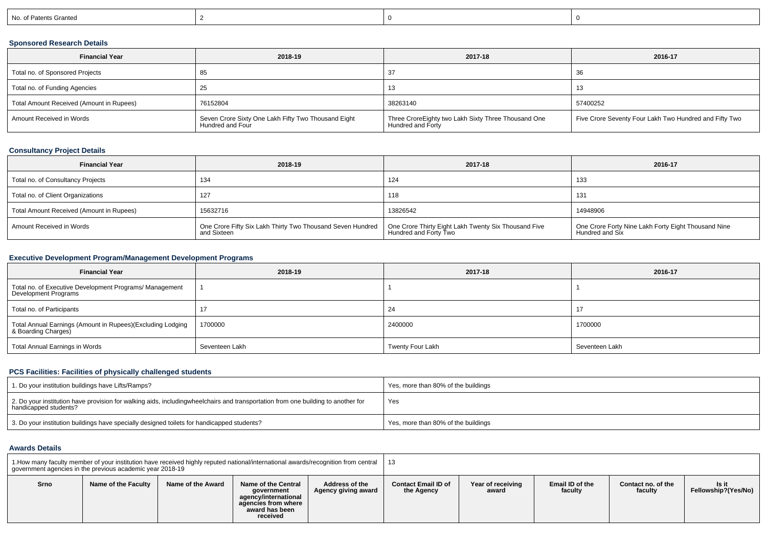| No. of Patents Granted | 2 | 0 | 0 |
| --- | --- | --- | --- |

### Sponsored Research Details

| Financial Year | 2018-19 | 2017-18 | 2016-17 |
| --- | --- | --- | --- |
| Total no. of Sponsored Projects | 85 | 37 | 36 |
| Total no. of Funding Agencies | 25 | 13 | 13 |
| Total Amount Received (Amount in Rupees) | 76152804 | 38263140 | 57400252 |
| Amount Received in Words | Seven Crore Sixty One Lakh Fifty Two Thousand Eight Hundred and Four | Three CroreEighty two Lakh Sixty Three Thousand One Hundred and Forty | Five Crore Seventy Four Lakh Two Hundred and Fifty Two |

### Consultancy Project Details

| Financial Year | 2018-19 | 2017-18 | 2016-17 |
| --- | --- | --- | --- |
| Total no. of Consultancy Projects | 134 | 124 | 133 |
| Total no. of Client Organizations | 127 | 118 | 131 |
| Total Amount Received (Amount in Rupees) | 15632716 | 13826542 | 14948906 |
| Amount Received in Words | One Crore Fifty Six Lakh Thirty Two Thousand Seven Hundred and Sixteen | One Crore Thirty Eight Lakh Twenty Six Thousand Five Hundred and Forty Two | One Crore Forty Nine Lakh Forty Eight Thousand Nine Hundred and Six |

### Executive Development Program/Management Development Programs

| Financial Year | 2018-19 | 2017-18 | 2016-17 |
| --- | --- | --- | --- |
| Total no. of Executive Development Programs/ Management Development Programs | 1 | 1 | 1 |
| Total no. of Participants | 17 | 24 | 17 |
| Total Annual Earnings (Amount in Rupees)(Excluding Lodging & Boarding Charges) | 1700000 | 2400000 | 1700000 |
| Total Annual Earnings in Words | Seventeen Lakh | Twenty Four Lakh | Seventeen Lakh |

### PCS Facilities: Facilities of physically challenged students

| Question | Response |
| --- | --- |
| 1. Do your institution buildings have Lifts/Ramps? | Yes, more than 80% of the buildings |
| 2. Do your institution have provision for walking aids, includingwheelchairs and transportation from one building to another for handicapped students? | Yes |
| 3. Do your institution buildings have specially designed toilets for handicapped students? | Yes, more than 80% of the buildings |

### Awards Details

| 1.How many faculty member of your institution have received highly reputed national/international awards/recognition from central government agencies in the previous academic year 2018-19 | | | | | 13 | | | | |
| --- | --- | --- | --- | --- | --- | --- | --- | --- | --- |
| **Srno** | **Name of the Faculty** | **Name of the Award** | **Name of the Central government agency/international agencies from where award has been received** | **Address of the Agency giving award** | **Contact Email ID of the Agency** | **Year of receiving award** | **Email ID of the faculty** | **Contact no. of the faculty** | **Is it Fellowship?(Yes/No)** |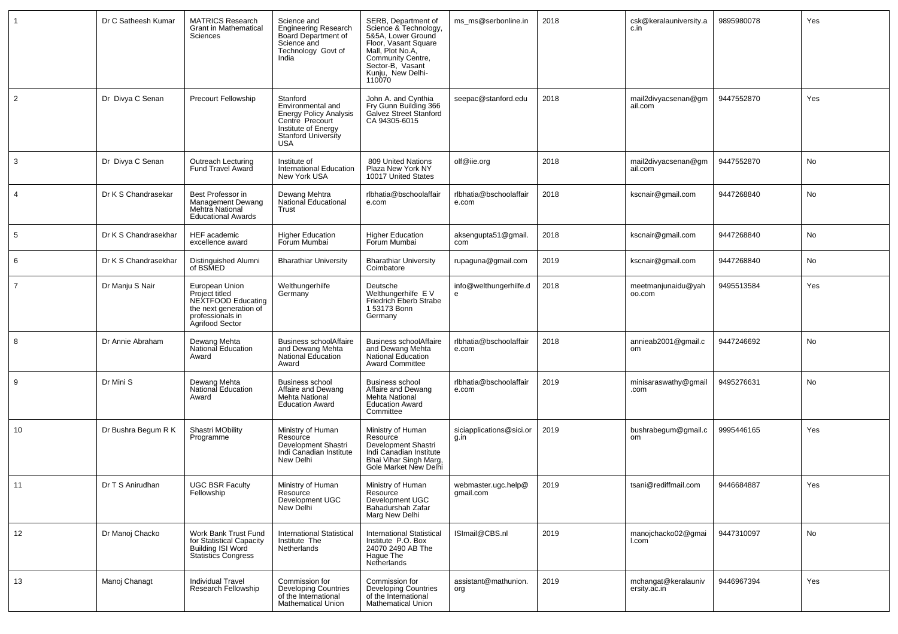| | | | | | | | | | |
|---|---|---|---|---|---|---|---|---|---|
| 1 | Dr C Satheesh Kumar | MATRICS Research Grant in Mathematical Sciences | Science and Engineering Research Board Department of Science and Technology Govt of India | SERB, Department of Science & Technology, 5&5A, Lower Ground Floor, Vasant Square Mall, Plot No.A, Community Centre, Sector-B, Vasant Kunju, New Delhi-110070 | ms_ms@serbonline.in | 2018 | csk@keralauniversity.ac.in | 9895980078 | Yes |
| 2 | Dr Divya C Senan | Precourt Fellowship | Stanford Environmental and Energy Policy Analysis Centre Precourt Institute of Energy Stanford University USA | John A. and Cynthia Fry Gunn Building 366 Galvez Street Stanford CA 94305-6015 | seepac@stanford.edu | 2018 | mail2divyacsenan@gmail.com | 9447552870 | Yes |
| 3 | Dr Divya C Senan | Outreach Lecturing Fund Travel Award | Institute of International Education New York USA | 809 United Nations Plaza New York NY 10017 United States | olf@iie.org | 2018 | mail2divyacsenan@gmail.com | 9447552870 | No |
| 4 | Dr K S Chandrasekar | Best Professor in Management Dewang Mehtra National Educational Awards | Dewang Mehtra National Educational Trust | rlbhatia@bschoolaffaire.com | rlbhatia@bschoolaffaire.com | 2018 | kscnair@gmail.com | 9447268840 | No |
| 5 | Dr K S Chandrasekhar | HEF academic excellence award | Higher Education Forum Mumbai | Higher Education Forum Mumbai | aksengupta51@gmail.com | 2018 | kscnair@gmail.com | 9447268840 | No |
| 6 | Dr K S Chandrasekhar | Distinguished Alumni of BSMED | Bharathiar University | Bharathiar University Coimbatore | rupaguna@gmail.com | 2019 | kscnair@gmail.com | 9447268840 | No |
| 7 | Dr Manju S Nair | European Union Project titled NEXTFOOD Educating the next generation of professionals in Agrifood Sector | Welthungerhilfe Germany | Deutsche Welthungerhilfe E V Friedrich Eberb Strabe 1 53173 Bonn Germany | info@welthungerhilfe.de | 2018 | meetmanjunaidu@yahoo.com | 9495513584 | Yes |
| 8 | Dr Annie Abraham | Dewang Mehta National Education Award | Business schoolAffaire and Dewang Mehta National Education Award | Business schoolAffaire and Dewang Mehta National Education Award Committee | rlbhatia@bschoolaffaire.com | 2018 | annieab2001@gmail.com | 9447246692 | No |
| 9 | Dr Mini S | Dewang Mehta National Education Award | Business school Affaire and Dewang Mehta National Education Award | Business school Affaire and Dewang Mehta National Education Award Committee | rlbhatia@bschoolaffaire.com | 2019 | minisaraswathy@gmail.com | 9495276631 | No |
| 10 | Dr Bushra Begum R K | Shastri MObility Programme | Ministry of Human Resource Development Shastri Indi Canadian Institute New Delhi | Ministry of Human Resource Development Shastri Indi Canadian Institute Bhai Vihar Singh Marg, Gole Market New Delhi | siciapplications@sici.org.in | 2019 | bushrabegum@gmail.com | 9995446165 | Yes |
| 11 | Dr T S Anirudhan | UGC BSR Faculty Fellowship | Ministry of Human Resource Development UGC New Delhi | Ministry of Human Resource Development UGC Bahadurshah Zafar Marg New Delhi | webmaster.ugc.help@gmail.com | 2019 | tsani@rediffmail.com | 9446684887 | Yes |
| 12 | Dr Manoj Chacko | Work Bank Trust Fund for Statistical Capacity Building ISI Word Statistics Congress | International Statistical Institute The Netherlands | International Statistical Institute P.O. Box 24070 2490 AB The Hague The Netherlands | ISImail@CBS.nl | 2019 | manojchacko02@gmail.com | 9447310097 | No |
| 13 | Manoj Chanagt | Individual Travel Research Fellowship | Commission for Developing Countries of the International Mathematical Union | Commission for Developing Countries of the International Mathematical Union | assistant@mathunion.org | 2019 | mchangat@keralauniversity.ac.in | 9446967394 | Yes |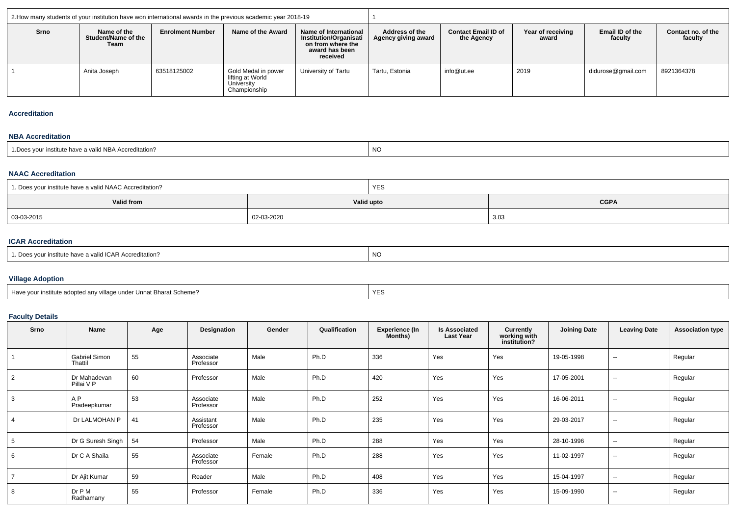| 2.How many students of your institution have won international awards in the previous academic year 2018-19 | | | | | 1 | | | | |
|---|---|---|---|---|---|---|---|---|---|
| Srno | Name of the Student/Name of the Team | Enrolment Number | Name of the Award | Name of International Institution/Organisation from where the award has been received | Address of the Agency giving award | Contact Email ID of the Agency | Year of receiving award | Email ID of the faculty | Contact no. of the faculty |
| 1 | Anita Joseph | 63518125002 | Gold Medal in power lifting at World University Championship | University of Tartu | Tartu, Estonia | info@ut.ee | 2019 | didurose@gmail.com | 8921364378 |

## Accreditation

### NBA Accreditation

| 1.Does your institute have a valid NBA Accreditation? | NO |
|---|---|

### NAAC Accreditation

| 1. Does your institute have a valid NAAC Accreditation? | | YES |
|---|---|---|
| Valid from | Valid upto | CGPA |
| 03-03-2015 | 02-03-2020 | 3.03 |

### ICAR Accreditation

| 1. Does your institute have a valid ICAR Accreditation? | NO |
|---|---|

### Village Adoption

| Have your institute adopted any village under Unnat Bharat Scheme? | YES |
|---|---|

### Faculty Details

| Srno | Name | Age | Designation | Gender | Qualification | Experience (In Months) | Is Associated Last Year | Currently working with institution? | Joining Date | Leaving Date | Association type |
|---|---|---|---|---|---|---|---|---|---|---|---|
| 1 | Gabriel Simon Thattil | 55 | Associate Professor | Male | Ph.D | 336 | Yes | Yes | 19-05-1998 | -- | Regular |
| 2 | Dr Mahadevan Pillai V P | 60 | Professor | Male | Ph.D | 420 | Yes | Yes | 17-05-2001 | -- | Regular |
| 3 | A P Pradeepkumar | 53 | Associate Professor | Male | Ph.D | 252 | Yes | Yes | 16-06-2011 | -- | Regular |
| 4 | Dr LALMOHAN P | 41 | Assistant Professor | Male | Ph.D | 235 | Yes | Yes | 29-03-2017 | -- | Regular |
| 5 | Dr G Suresh Singh | 54 | Professor | Male | Ph.D | 288 | Yes | Yes | 28-10-1996 | -- | Regular |
| 6 | Dr C A Shaila | 55 | Associate Professor | Female | Ph.D | 288 | Yes | Yes | 11-02-1997 | -- | Regular |
| 7 | Dr Ajit Kumar | 59 | Reader | Male | Ph.D | 408 | Yes | Yes | 15-04-1997 | -- | Regular |
| 8 | Dr P M Radhamany | 55 | Professor | Female | Ph.D | 336 | Yes | Yes | 15-09-1990 | -- | Regular |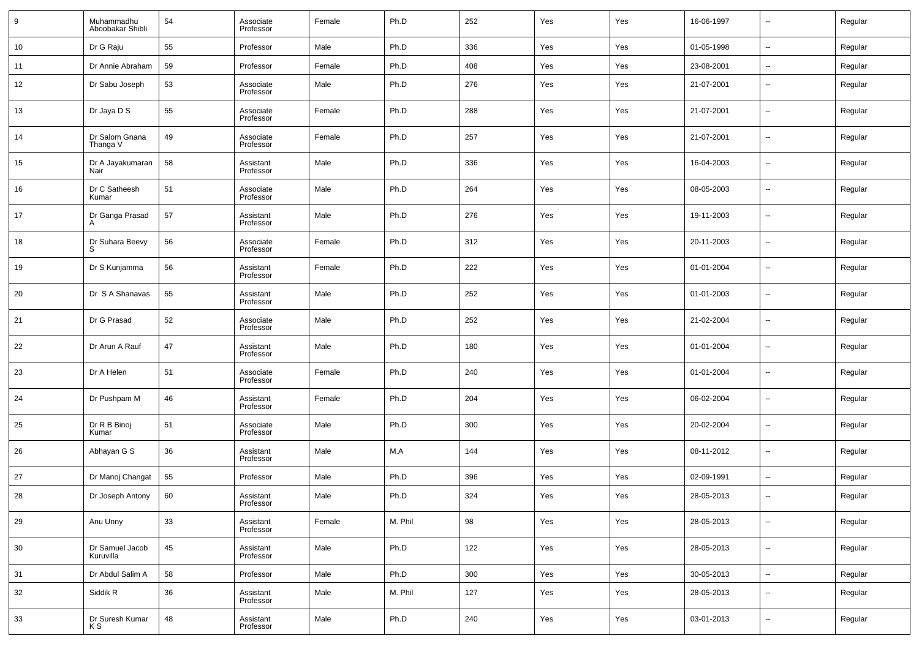| 9 | Muhammadhu Aboobakar Shibli | 54 | Associate Professor | Female | Ph.D | 252 | Yes | Yes | 16-06-1997 | -- | Regular |
|---|---|---|---|---|---|---|---|---|---|---|---|
| 10 | Dr G Raju | 55 | Professor | Male | Ph.D | 336 | Yes | Yes | 01-05-1998 | -- | Regular |
| 11 | Dr Annie Abraham | 59 | Professor | Female | Ph.D | 408 | Yes | Yes | 23-08-2001 | -- | Regular |
| 12 | Dr Sabu Joseph | 53 | Associate Professor | Male | Ph.D | 276 | Yes | Yes | 21-07-2001 | -- | Regular |
| 13 | Dr Jaya D S | 55 | Associate Professor | Female | Ph.D | 288 | Yes | Yes | 21-07-2001 | -- | Regular |
| 14 | Dr Salom Gnana Thanga V | 49 | Associate Professor | Female | Ph.D | 257 | Yes | Yes | 21-07-2001 | -- | Regular |
| 15 | Dr A Jayakumaran Nair | 58 | Assistant Professor | Male | Ph.D | 336 | Yes | Yes | 16-04-2003 | -- | Regular |
| 16 | Dr C Satheesh Kumar | 51 | Associate Professor | Male | Ph.D | 264 | Yes | Yes | 08-05-2003 | -- | Regular |
| 17 | Dr Ganga Prasad A | 57 | Assistant Professor | Male | Ph.D | 276 | Yes | Yes | 19-11-2003 | -- | Regular |
| 18 | Dr Suhara Beevy S | 56 | Associate Professor | Female | Ph.D | 312 | Yes | Yes | 20-11-2003 | -- | Regular |
| 19 | Dr S Kunjamma | 56 | Assistant Professor | Female | Ph.D | 222 | Yes | Yes | 01-01-2004 | -- | Regular |
| 20 | Dr S A Shanavas | 55 | Assistant Professor | Male | Ph.D | 252 | Yes | Yes | 01-01-2003 | -- | Regular |
| 21 | Dr G Prasad | 52 | Associate Professor | Male | Ph.D | 252 | Yes | Yes | 21-02-2004 | -- | Regular |
| 22 | Dr Arun A Rauf | 47 | Assistant Professor | Male | Ph.D | 180 | Yes | Yes | 01-01-2004 | -- | Regular |
| 23 | Dr A Helen | 51 | Associate Professor | Female | Ph.D | 240 | Yes | Yes | 01-01-2004 | -- | Regular |
| 24 | Dr Pushpam M | 46 | Assistant Professor | Female | Ph.D | 204 | Yes | Yes | 06-02-2004 | -- | Regular |
| 25 | Dr R B Binoj Kumar | 51 | Associate Professor | Male | Ph.D | 300 | Yes | Yes | 20-02-2004 | -- | Regular |
| 26 | Abhayan G S | 36 | Assistant Professor | Male | M.A | 144 | Yes | Yes | 08-11-2012 | -- | Regular |
| 27 | Dr Manoj Changat | 55 | Professor | Male | Ph.D | 396 | Yes | Yes | 02-09-1991 | -- | Regular |
| 28 | Dr Joseph Antony | 60 | Assistant Professor | Male | Ph.D | 324 | Yes | Yes | 28-05-2013 | -- | Regular |
| 29 | Anu Unny | 33 | Assistant Professor | Female | M. Phil | 98 | Yes | Yes | 28-05-2013 | -- | Regular |
| 30 | Dr Samuel Jacob Kuruvilla | 45 | Assistant Professor | Male | Ph.D | 122 | Yes | Yes | 28-05-2013 | -- | Regular |
| 31 | Dr Abdul Salim A | 58 | Professor | Male | Ph.D | 300 | Yes | Yes | 30-05-2013 | -- | Regular |
| 32 | Siddik R | 36 | Assistant Professor | Male | M. Phil | 127 | Yes | Yes | 28-05-2013 | -- | Regular |
| 33 | Dr Suresh Kumar K S | 48 | Assistant Professor | Male | Ph.D | 240 | Yes | Yes | 03-01-2013 | -- | Regular |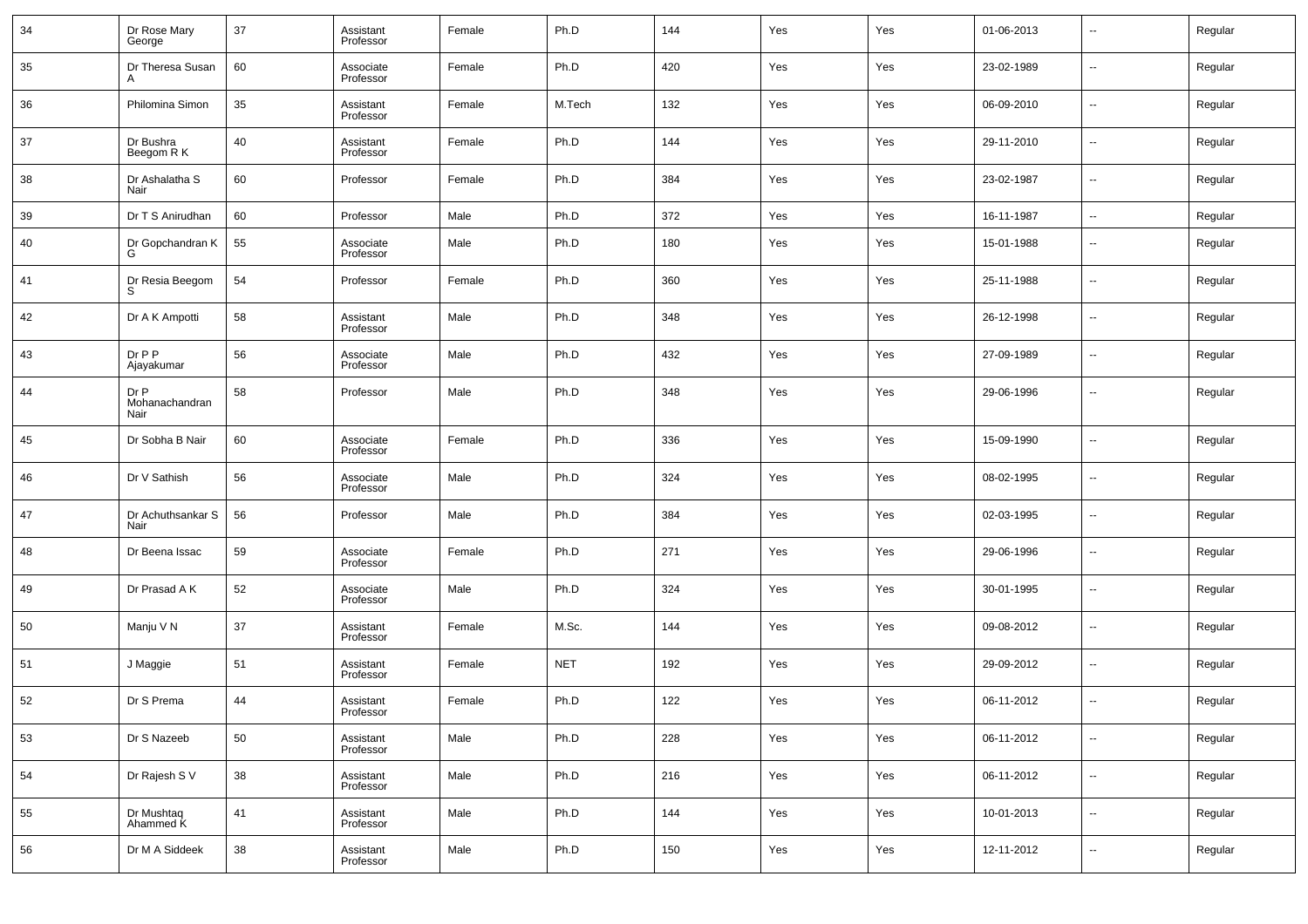| 34 | Dr Rose Mary George | 37 | Assistant Professor | Female | Ph.D | 144 | Yes | Yes | 01-06-2013 | -- | Regular |
|---|---|---|---|---|---|---|---|---|---|---|---|
| 35 | Dr Theresa Susan A | 60 | Associate Professor | Female | Ph.D | 420 | Yes | Yes | 23-02-1989 | -- | Regular |
| 36 | Philomina Simon | 35 | Assistant Professor | Female | M.Tech | 132 | Yes | Yes | 06-09-2010 | -- | Regular |
| 37 | Dr Bushra Beegom R K | 40 | Assistant Professor | Female | Ph.D | 144 | Yes | Yes | 29-11-2010 | -- | Regular |
| 38 | Dr Ashalatha S Nair | 60 | Professor | Female | Ph.D | 384 | Yes | Yes | 23-02-1987 | -- | Regular |
| 39 | Dr T S Anirudhan | 60 | Professor | Male | Ph.D | 372 | Yes | Yes | 16-11-1987 | -- | Regular |
| 40 | Dr Gopchandran K G | 55 | Associate Professor | Male | Ph.D | 180 | Yes | Yes | 15-01-1988 | -- | Regular |
| 41 | Dr Resia Beegom S | 54 | Professor | Female | Ph.D | 360 | Yes | Yes | 25-11-1988 | -- | Regular |
| 42 | Dr A K Ampotti | 58 | Assistant Professor | Male | Ph.D | 348 | Yes | Yes | 26-12-1998 | -- | Regular |
| 43 | Dr P P Ajayakumar | 56 | Associate Professor | Male | Ph.D | 432 | Yes | Yes | 27-09-1989 | -- | Regular |
| 44 | Dr P Mohanachandran Nair | 58 | Professor | Male | Ph.D | 348 | Yes | Yes | 29-06-1996 | -- | Regular |
| 45 | Dr Sobha B Nair | 60 | Associate Professor | Female | Ph.D | 336 | Yes | Yes | 15-09-1990 | -- | Regular |
| 46 | Dr V Sathish | 56 | Associate Professor | Male | Ph.D | 324 | Yes | Yes | 08-02-1995 | -- | Regular |
| 47 | Dr Achuthsankar S Nair | 56 | Professor | Male | Ph.D | 384 | Yes | Yes | 02-03-1995 | -- | Regular |
| 48 | Dr Beena Issac | 59 | Associate Professor | Female | Ph.D | 271 | Yes | Yes | 29-06-1996 | -- | Regular |
| 49 | Dr Prasad A K | 52 | Associate Professor | Male | Ph.D | 324 | Yes | Yes | 30-01-1995 | -- | Regular |
| 50 | Manju V N | 37 | Assistant Professor | Female | M.Sc. | 144 | Yes | Yes | 09-08-2012 | -- | Regular |
| 51 | J Maggie | 51 | Assistant Professor | Female | NET | 192 | Yes | Yes | 29-09-2012 | -- | Regular |
| 52 | Dr S Prema | 44 | Assistant Professor | Female | Ph.D | 122 | Yes | Yes | 06-11-2012 | -- | Regular |
| 53 | Dr S Nazeeb | 50 | Assistant Professor | Male | Ph.D | 228 | Yes | Yes | 06-11-2012 | -- | Regular |
| 54 | Dr Rajesh S V | 38 | Assistant Professor | Male | Ph.D | 216 | Yes | Yes | 06-11-2012 | -- | Regular |
| 55 | Dr Mushtaq Ahammed K | 41 | Assistant Professor | Male | Ph.D | 144 | Yes | Yes | 10-01-2013 | -- | Regular |
| 56 | Dr M A Siddeek | 38 | Assistant Professor | Male | Ph.D | 150 | Yes | Yes | 12-11-2012 | -- | Regular |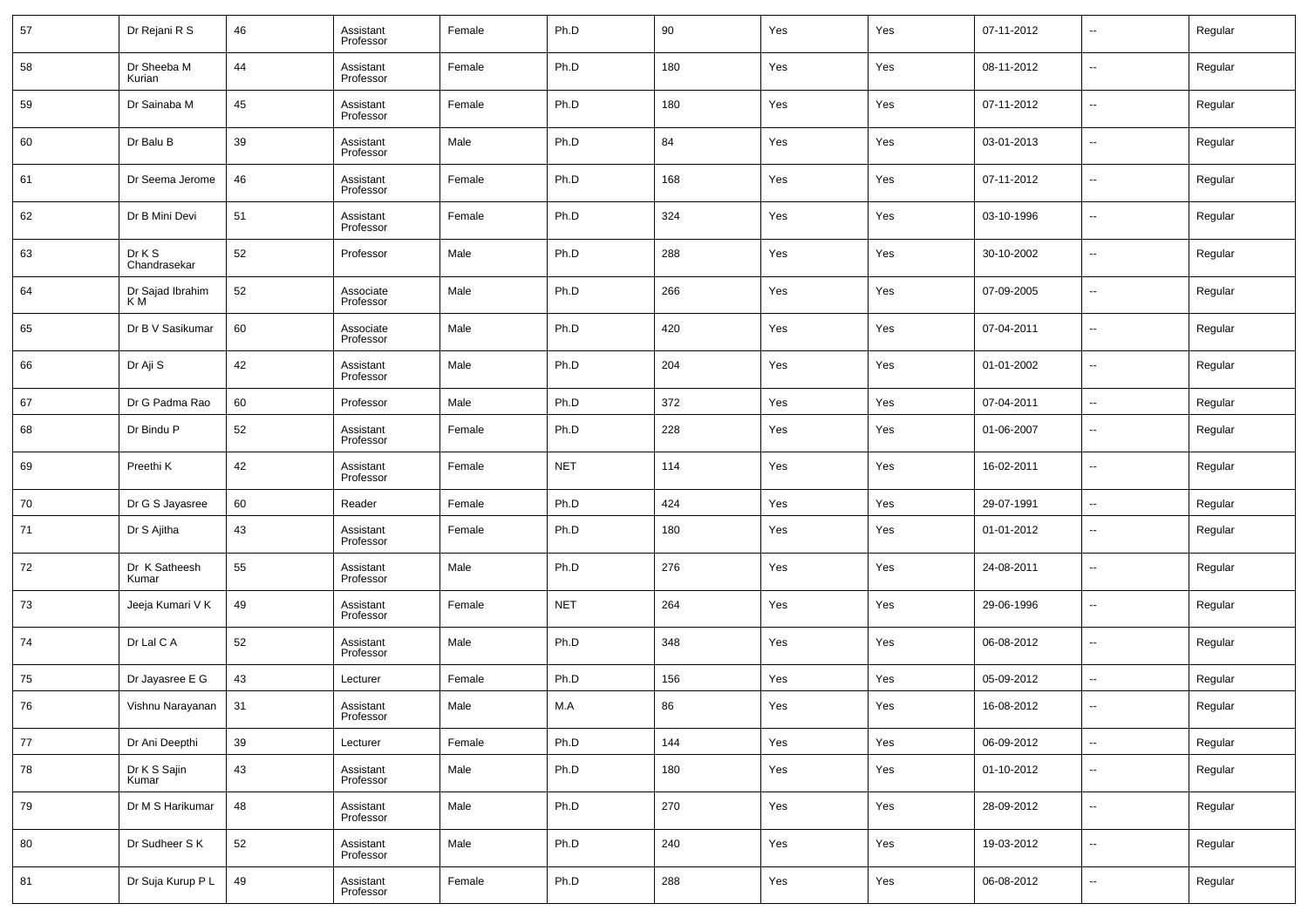| 57 | Dr Rejani R S | 46 | Assistant Professor | Female | Ph.D | 90 | Yes | Yes | 07-11-2012 | -- | Regular |
|---|---|---|---|---|---|---|---|---|---|---|---|
| 58 | Dr Sheeba M Kurian | 44 | Assistant Professor | Female | Ph.D | 180 | Yes | Yes | 08-11-2012 | -- | Regular |
| 59 | Dr Sainaba M | 45 | Assistant Professor | Female | Ph.D | 180 | Yes | Yes | 07-11-2012 | -- | Regular |
| 60 | Dr Balu B | 39 | Assistant Professor | Male | Ph.D | 84 | Yes | Yes | 03-01-2013 | -- | Regular |
| 61 | Dr Seema Jerome | 46 | Assistant Professor | Female | Ph.D | 168 | Yes | Yes | 07-11-2012 | -- | Regular |
| 62 | Dr B Mini Devi | 51 | Assistant Professor | Female | Ph.D | 324 | Yes | Yes | 03-10-1996 | -- | Regular |
| 63 | Dr K S Chandrasekar | 52 | Professor | Male | Ph.D | 288 | Yes | Yes | 30-10-2002 | -- | Regular |
| 64 | Dr Sajad Ibrahim K M | 52 | Associate Professor | Male | Ph.D | 266 | Yes | Yes | 07-09-2005 | -- | Regular |
| 65 | Dr B V Sasikumar | 60 | Associate Professor | Male | Ph.D | 420 | Yes | Yes | 07-04-2011 | -- | Regular |
| 66 | Dr Aji S | 42 | Assistant Professor | Male | Ph.D | 204 | Yes | Yes | 01-01-2002 | -- | Regular |
| 67 | Dr G Padma Rao | 60 | Professor | Male | Ph.D | 372 | Yes | Yes | 07-04-2011 | -- | Regular |
| 68 | Dr Bindu P | 52 | Assistant Professor | Female | Ph.D | 228 | Yes | Yes | 01-06-2007 | -- | Regular |
| 69 | Preethi K | 42 | Assistant Professor | Female | NET | 114 | Yes | Yes | 16-02-2011 | -- | Regular |
| 70 | Dr G S Jayasree | 60 | Reader | Female | Ph.D | 424 | Yes | Yes | 29-07-1991 | -- | Regular |
| 71 | Dr S Ajitha | 43 | Assistant Professor | Female | Ph.D | 180 | Yes | Yes | 01-01-2012 | -- | Regular |
| 72 | Dr K Satheesh Kumar | 55 | Assistant Professor | Male | Ph.D | 276 | Yes | Yes | 24-08-2011 | -- | Regular |
| 73 | Jeeja Kumari V K | 49 | Assistant Professor | Female | NET | 264 | Yes | Yes | 29-06-1996 | -- | Regular |
| 74 | Dr Lal C A | 52 | Assistant Professor | Male | Ph.D | 348 | Yes | Yes | 06-08-2012 | -- | Regular |
| 75 | Dr Jayasree E G | 43 | Lecturer | Female | Ph.D | 156 | Yes | Yes | 05-09-2012 | -- | Regular |
| 76 | Vishnu Narayanan | 31 | Assistant Professor | Male | M.A | 86 | Yes | Yes | 16-08-2012 | -- | Regular |
| 77 | Dr Ani Deepthi | 39 | Lecturer | Female | Ph.D | 144 | Yes | Yes | 06-09-2012 | -- | Regular |
| 78 | Dr K S Sajin Kumar | 43 | Assistant Professor | Male | Ph.D | 180 | Yes | Yes | 01-10-2012 | -- | Regular |
| 79 | Dr M S Harikumar | 48 | Assistant Professor | Male | Ph.D | 270 | Yes | Yes | 28-09-2012 | -- | Regular |
| 80 | Dr Sudheer S K | 52 | Assistant Professor | Male | Ph.D | 240 | Yes | Yes | 19-03-2012 | -- | Regular |
| 81 | Dr Suja Kurup P L | 49 | Assistant Professor | Female | Ph.D | 288 | Yes | Yes | 06-08-2012 | -- | Regular |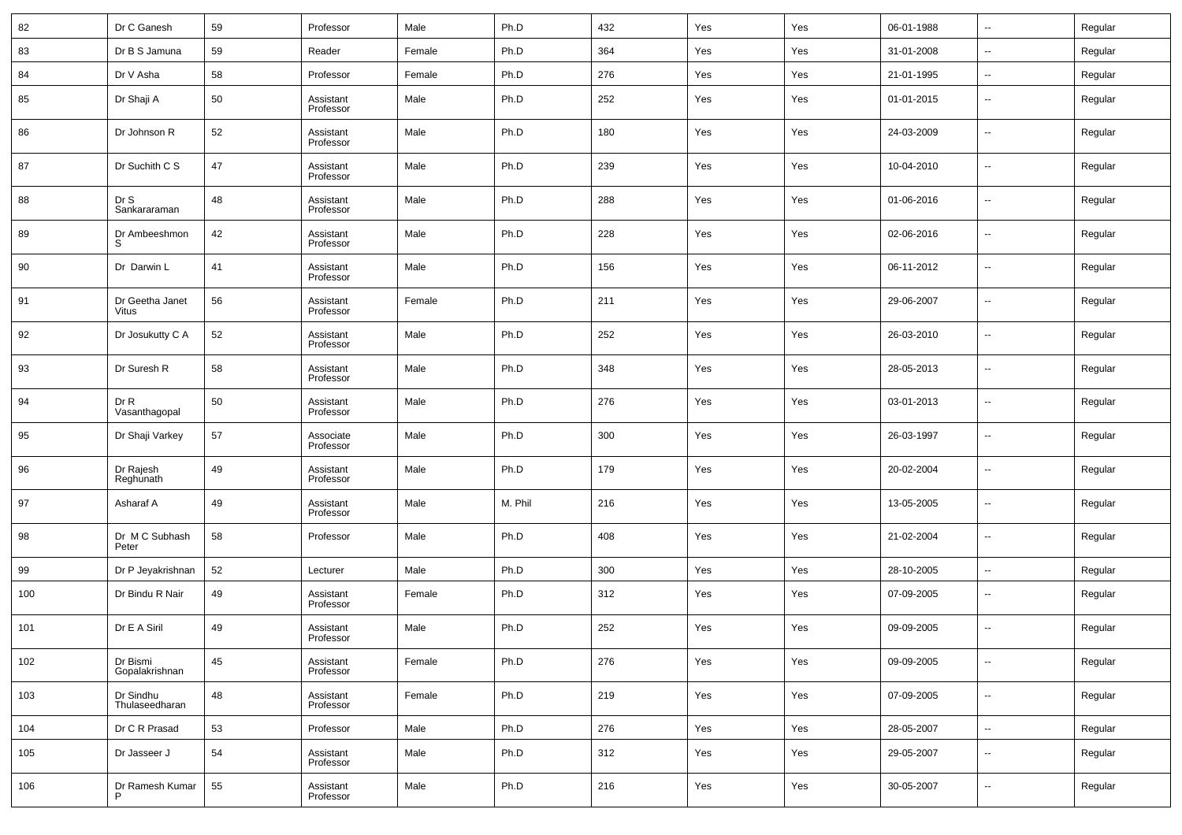| 82 | Dr C Ganesh | 59 | Professor | Male | Ph.D | 432 | Yes | Yes | 06-01-1988 | -- | Regular |
|---|---|---|---|---|---|---|---|---|---|---|---|
| 83 | Dr B S Jamuna | 59 | Reader | Female | Ph.D | 364 | Yes | Yes | 31-01-2008 | -- | Regular |
| 84 | Dr V Asha | 58 | Professor | Female | Ph.D | 276 | Yes | Yes | 21-01-1995 | -- | Regular |
| 85 | Dr Shaji A | 50 | Assistant Professor | Male | Ph.D | 252 | Yes | Yes | 01-01-2015 | -- | Regular |
| 86 | Dr Johnson R | 52 | Assistant Professor | Male | Ph.D | 180 | Yes | Yes | 24-03-2009 | -- | Regular |
| 87 | Dr Suchith C S | 47 | Assistant Professor | Male | Ph.D | 239 | Yes | Yes | 10-04-2010 | -- | Regular |
| 88 | Dr S Sankararaman | 48 | Assistant Professor | Male | Ph.D | 288 | Yes | Yes | 01-06-2016 | -- | Regular |
| 89 | Dr Ambeeshmon S | 42 | Assistant Professor | Male | Ph.D | 228 | Yes | Yes | 02-06-2016 | -- | Regular |
| 90 | Dr Darwin L | 41 | Assistant Professor | Male | Ph.D | 156 | Yes | Yes | 06-11-2012 | -- | Regular |
| 91 | Dr Geetha Janet Vitus | 56 | Assistant Professor | Female | Ph.D | 211 | Yes | Yes | 29-06-2007 | -- | Regular |
| 92 | Dr Josukutty C A | 52 | Assistant Professor | Male | Ph.D | 252 | Yes | Yes | 26-03-2010 | -- | Regular |
| 93 | Dr Suresh R | 58 | Assistant Professor | Male | Ph.D | 348 | Yes | Yes | 28-05-2013 | -- | Regular |
| 94 | Dr R Vasanthagopal | 50 | Assistant Professor | Male | Ph.D | 276 | Yes | Yes | 03-01-2013 | -- | Regular |
| 95 | Dr Shaji Varkey | 57 | Associate Professor | Male | Ph.D | 300 | Yes | Yes | 26-03-1997 | -- | Regular |
| 96 | Dr Rajesh Reghunath | 49 | Assistant Professor | Male | Ph.D | 179 | Yes | Yes | 20-02-2004 | -- | Regular |
| 97 | Asharaf A | 49 | Assistant Professor | Male | M. Phil | 216 | Yes | Yes | 13-05-2005 | -- | Regular |
| 98 | Dr M C Subhash Peter | 58 | Professor | Male | Ph.D | 408 | Yes | Yes | 21-02-2004 | -- | Regular |
| 99 | Dr P Jeyakrishnan | 52 | Lecturer | Male | Ph.D | 300 | Yes | Yes | 28-10-2005 | -- | Regular |
| 100 | Dr Bindu R Nair | 49 | Assistant Professor | Female | Ph.D | 312 | Yes | Yes | 07-09-2005 | -- | Regular |
| 101 | Dr E A Siril | 49 | Assistant Professor | Male | Ph.D | 252 | Yes | Yes | 09-09-2005 | -- | Regular |
| 102 | Dr Bismi Gopalakrishnan | 45 | Assistant Professor | Female | Ph.D | 276 | Yes | Yes | 09-09-2005 | -- | Regular |
| 103 | Dr Sindhu Thulaseedharan | 48 | Assistant Professor | Female | Ph.D | 219 | Yes | Yes | 07-09-2005 | -- | Regular |
| 104 | Dr C R Prasad | 53 | Professor | Male | Ph.D | 276 | Yes | Yes | 28-05-2007 | -- | Regular |
| 105 | Dr Jasseer J | 54 | Assistant Professor | Male | Ph.D | 312 | Yes | Yes | 29-05-2007 | -- | Regular |
| 106 | Dr Ramesh Kumar P | 55 | Assistant Professor | Male | Ph.D | 216 | Yes | Yes | 30-05-2007 | -- | Regular |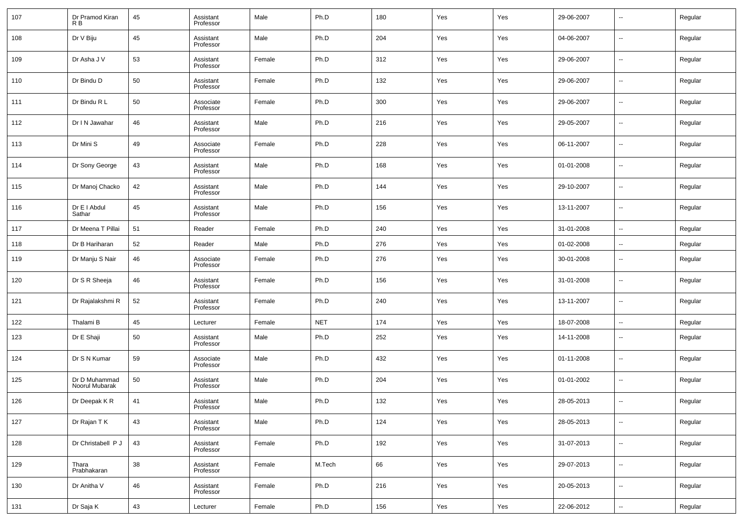| 107 | Dr Pramod Kiran R B | 45 | Assistant Professor | Male | Ph.D | 180 | Yes | Yes | 29-06-2007 | -- | Regular |
|---|---|---|---|---|---|---|---|---|---|---|---|
| 108 | Dr V Biju | 45 | Assistant Professor | Male | Ph.D | 204 | Yes | Yes | 04-06-2007 | -- | Regular |
| 109 | Dr Asha J V | 53 | Assistant Professor | Female | Ph.D | 312 | Yes | Yes | 29-06-2007 | -- | Regular |
| 110 | Dr Bindu D | 50 | Assistant Professor | Female | Ph.D | 132 | Yes | Yes | 29-06-2007 | -- | Regular |
| 111 | Dr Bindu R L | 50 | Associate Professor | Female | Ph.D | 300 | Yes | Yes | 29-06-2007 | -- | Regular |
| 112 | Dr I N Jawahar | 46 | Assistant Professor | Male | Ph.D | 216 | Yes | Yes | 29-05-2007 | -- | Regular |
| 113 | Dr Mini S | 49 | Associate Professor | Female | Ph.D | 228 | Yes | Yes | 06-11-2007 | -- | Regular |
| 114 | Dr Sony George | 43 | Assistant Professor | Male | Ph.D | 168 | Yes | Yes | 01-01-2008 | -- | Regular |
| 115 | Dr Manoj Chacko | 42 | Assistant Professor | Male | Ph.D | 144 | Yes | Yes | 29-10-2007 | -- | Regular |
| 116 | Dr E I Abdul Sathar | 45 | Assistant Professor | Male | Ph.D | 156 | Yes | Yes | 13-11-2007 | -- | Regular |
| 117 | Dr Meena T Pillai | 51 | Reader | Female | Ph.D | 240 | Yes | Yes | 31-01-2008 | -- | Regular |
| 118 | Dr B Hariharan | 52 | Reader | Male | Ph.D | 276 | Yes | Yes | 01-02-2008 | -- | Regular |
| 119 | Dr Manju S Nair | 46 | Associate Professor | Female | Ph.D | 276 | Yes | Yes | 30-01-2008 | -- | Regular |
| 120 | Dr S R Sheeja | 46 | Assistant Professor | Female | Ph.D | 156 | Yes | Yes | 31-01-2008 | -- | Regular |
| 121 | Dr Rajalakshmi R | 52 | Assistant Professor | Female | Ph.D | 240 | Yes | Yes | 13-11-2007 | -- | Regular |
| 122 | Thalami B | 45 | Lecturer | Female | NET | 174 | Yes | Yes | 18-07-2008 | -- | Regular |
| 123 | Dr E Shaji | 50 | Assistant Professor | Male | Ph.D | 252 | Yes | Yes | 14-11-2008 | -- | Regular |
| 124 | Dr S N Kumar | 59 | Associate Professor | Male | Ph.D | 432 | Yes | Yes | 01-11-2008 | -- | Regular |
| 125 | Dr D Muhammad Noorul Mubarak | 50 | Assistant Professor | Male | Ph.D | 204 | Yes | Yes | 01-01-2002 | -- | Regular |
| 126 | Dr Deepak K R | 41 | Assistant Professor | Male | Ph.D | 132 | Yes | Yes | 28-05-2013 | -- | Regular |
| 127 | Dr Rajan T K | 43 | Assistant Professor | Male | Ph.D | 124 | Yes | Yes | 28-05-2013 | -- | Regular |
| 128 | Dr Christabell P J | 43 | Assistant Professor | Female | Ph.D | 192 | Yes | Yes | 31-07-2013 | -- | Regular |
| 129 | Thara Prabhakaran | 38 | Assistant Professor | Female | M.Tech | 66 | Yes | Yes | 29-07-2013 | -- | Regular |
| 130 | Dr Anitha V | 46 | Assistant Professor | Female | Ph.D | 216 | Yes | Yes | 20-05-2013 | -- | Regular |
| 131 | Dr Saja K | 43 | Lecturer | Female | Ph.D | 156 | Yes | Yes | 22-06-2012 | -- | Regular |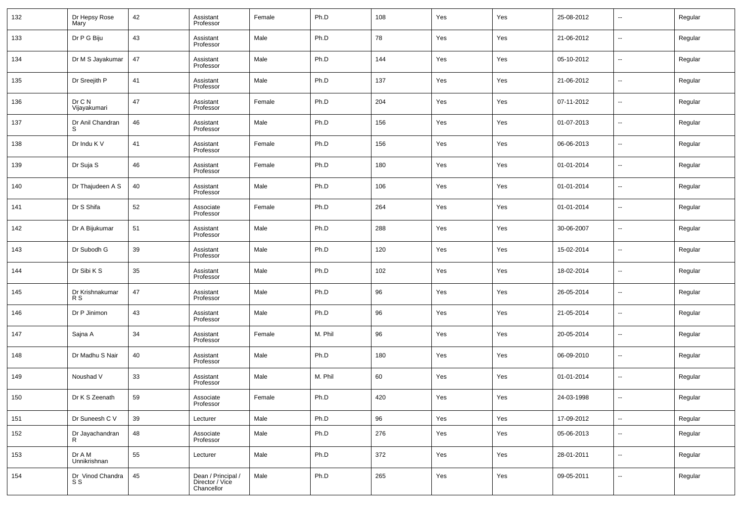| 132 | Dr Hepsy Rose Mary | 42 | Assistant Professor | Female | Ph.D | 108 | Yes | Yes | 25-08-2012 | -- | Regular |
|---|---|---|---|---|---|---|---|---|---|---|---|
| 133 | Dr P G Biju | 43 | Assistant Professor | Male | Ph.D | 78 | Yes | Yes | 21-06-2012 | -- | Regular |
| 134 | Dr M S Jayakumar | 47 | Assistant Professor | Male | Ph.D | 144 | Yes | Yes | 05-10-2012 | -- | Regular |
| 135 | Dr Sreejith P | 41 | Assistant Professor | Male | Ph.D | 137 | Yes | Yes | 21-06-2012 | -- | Regular |
| 136 | Dr C N Vijayakumari | 47 | Assistant Professor | Female | Ph.D | 204 | Yes | Yes | 07-11-2012 | -- | Regular |
| 137 | Dr Anil Chandran S | 46 | Assistant Professor | Male | Ph.D | 156 | Yes | Yes | 01-07-2013 | -- | Regular |
| 138 | Dr Indu K V | 41 | Assistant Professor | Female | Ph.D | 156 | Yes | Yes | 06-06-2013 | -- | Regular |
| 139 | Dr Suja S | 46 | Assistant Professor | Female | Ph.D | 180 | Yes | Yes | 01-01-2014 | -- | Regular |
| 140 | Dr Thajudeen A S | 40 | Assistant Professor | Male | Ph.D | 106 | Yes | Yes | 01-01-2014 | -- | Regular |
| 141 | Dr S Shifa | 52 | Associate Professor | Female | Ph.D | 264 | Yes | Yes | 01-01-2014 | -- | Regular |
| 142 | Dr A Bijukumar | 51 | Assistant Professor | Male | Ph.D | 288 | Yes | Yes | 30-06-2007 | -- | Regular |
| 143 | Dr Subodh G | 39 | Assistant Professor | Male | Ph.D | 120 | Yes | Yes | 15-02-2014 | -- | Regular |
| 144 | Dr Sibi K S | 35 | Assistant Professor | Male | Ph.D | 102 | Yes | Yes | 18-02-2014 | -- | Regular |
| 145 | Dr Krishnakumar R S | 47 | Assistant Professor | Male | Ph.D | 96 | Yes | Yes | 26-05-2014 | -- | Regular |
| 146 | Dr P Jinimon | 43 | Assistant Professor | Male | Ph.D | 96 | Yes | Yes | 21-05-2014 | -- | Regular |
| 147 | Sajna A | 34 | Assistant Professor | Female | M. Phil | 96 | Yes | Yes | 20-05-2014 | -- | Regular |
| 148 | Dr Madhu S Nair | 40 | Assistant Professor | Male | Ph.D | 180 | Yes | Yes | 06-09-2010 | -- | Regular |
| 149 | Noushad V | 33 | Assistant Professor | Male | M. Phil | 60 | Yes | Yes | 01-01-2014 | -- | Regular |
| 150 | Dr K S Zeenath | 59 | Associate Professor | Female | Ph.D | 420 | Yes | Yes | 24-03-1998 | -- | Regular |
| 151 | Dr Suneesh C V | 39 | Lecturer | Male | Ph.D | 96 | Yes | Yes | 17-09-2012 | -- | Regular |
| 152 | Dr Jayachandran R | 48 | Associate Professor | Male | Ph.D | 276 | Yes | Yes | 05-06-2013 | -- | Regular |
| 153 | Dr A M Unnikrishnan | 55 | Lecturer | Male | Ph.D | 372 | Yes | Yes | 28-01-2011 | -- | Regular |
| 154 | Dr Vinod Chandra S S | 45 | Dean / Principal / Director / Vice Chancellor | Male | Ph.D | 265 | Yes | Yes | 09-05-2011 | -- | Regular |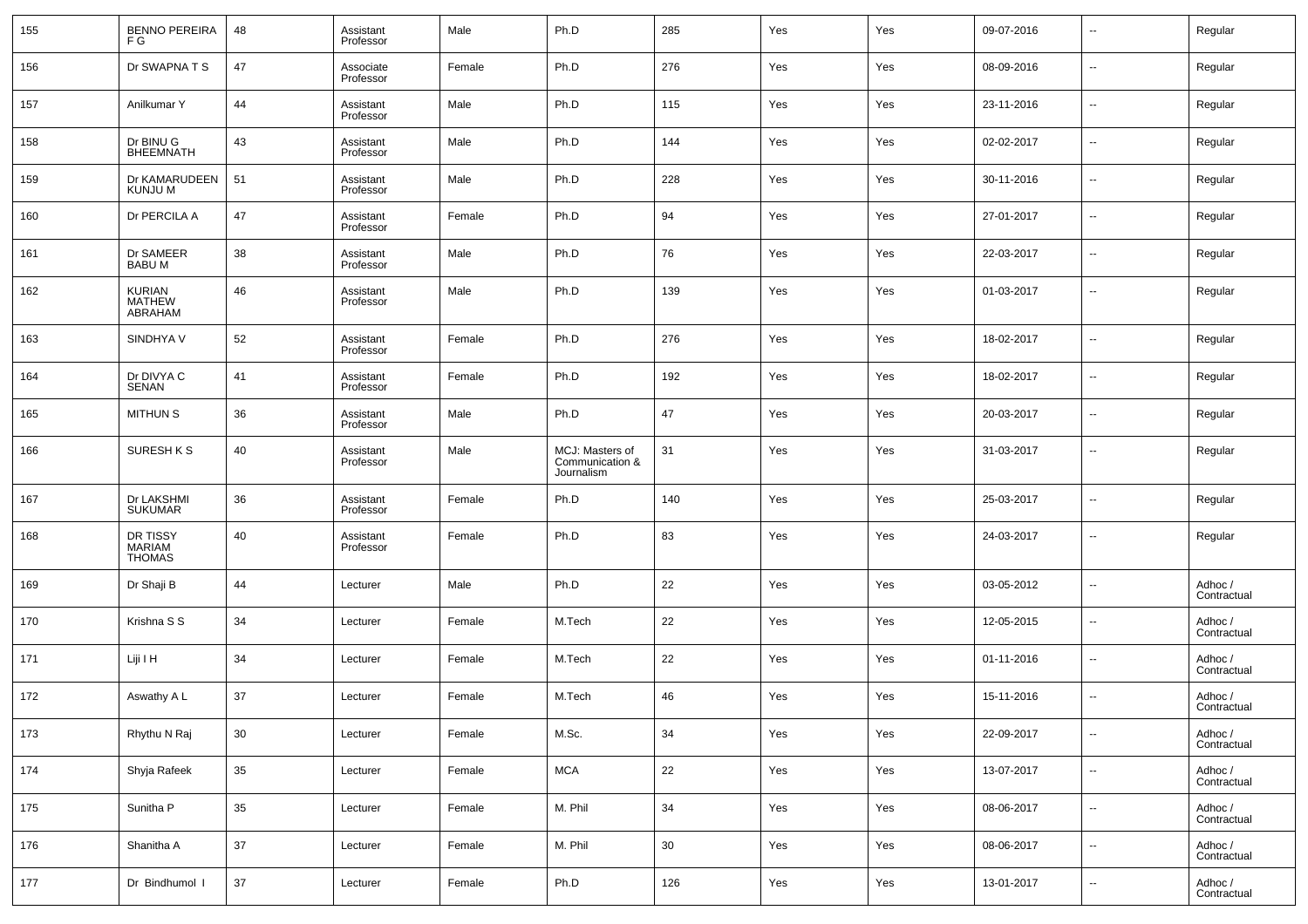| 155 | BENNO PEREIRA F G | 48 | Assistant Professor | Male | Ph.D | 285 | Yes | Yes | 09-07-2016 | -- | Regular |
|---|---|---|---|---|---|---|---|---|---|---|---|
| 156 | Dr SWAPNA T S | 47 | Associate Professor | Female | Ph.D | 276 | Yes | Yes | 08-09-2016 | -- | Regular |
| 157 | Anilkumar Y | 44 | Assistant Professor | Male | Ph.D | 115 | Yes | Yes | 23-11-2016 | -- | Regular |
| 158 | Dr BINU G BHEEMNATH | 43 | Assistant Professor | Male | Ph.D | 144 | Yes | Yes | 02-02-2017 | -- | Regular |
| 159 | Dr KAMARUDEEN KUNJU M | 51 | Assistant Professor | Male | Ph.D | 228 | Yes | Yes | 30-11-2016 | -- | Regular |
| 160 | Dr PERCILA A | 47 | Assistant Professor | Female | Ph.D | 94 | Yes | Yes | 27-01-2017 | -- | Regular |
| 161 | Dr SAMEER BABU M | 38 | Assistant Professor | Male | Ph.D | 76 | Yes | Yes | 22-03-2017 | -- | Regular |
| 162 | KURIAN MATHEW ABRAHAM | 46 | Assistant Professor | Male | Ph.D | 139 | Yes | Yes | 01-03-2017 | -- | Regular |
| 163 | SINDHYA V | 52 | Assistant Professor | Female | Ph.D | 276 | Yes | Yes | 18-02-2017 | -- | Regular |
| 164 | Dr DIVYA C SENAN | 41 | Assistant Professor | Female | Ph.D | 192 | Yes | Yes | 18-02-2017 | -- | Regular |
| 165 | MITHUN S | 36 | Assistant Professor | Male | Ph.D | 47 | Yes | Yes | 20-03-2017 | -- | Regular |
| 166 | SURESH K S | 40 | Assistant Professor | Male | MCJ: Masters of Communication & Journalism | 31 | Yes | Yes | 31-03-2017 | -- | Regular |
| 167 | Dr LAKSHMI SUKUMAR | 36 | Assistant Professor | Female | Ph.D | 140 | Yes | Yes | 25-03-2017 | -- | Regular |
| 168 | DR TISSY MARIAM THOMAS | 40 | Assistant Professor | Female | Ph.D | 83 | Yes | Yes | 24-03-2017 | -- | Regular |
| 169 | Dr Shaji B | 44 | Lecturer | Male | Ph.D | 22 | Yes | Yes | 03-05-2012 | -- | Adhoc / Contractual |
| 170 | Krishna S S | 34 | Lecturer | Female | M.Tech | 22 | Yes | Yes | 12-05-2015 | -- | Adhoc / Contractual |
| 171 | Liji I H | 34 | Lecturer | Female | M.Tech | 22 | Yes | Yes | 01-11-2016 | -- | Adhoc / Contractual |
| 172 | Aswathy A L | 37 | Lecturer | Female | M.Tech | 46 | Yes | Yes | 15-11-2016 | -- | Adhoc / Contractual |
| 173 | Rhythu N Raj | 30 | Lecturer | Female | M.Sc. | 34 | Yes | Yes | 22-09-2017 | -- | Adhoc / Contractual |
| 174 | Shyja Rafeek | 35 | Lecturer | Female | MCA | 22 | Yes | Yes | 13-07-2017 | -- | Adhoc / Contractual |
| 175 | Sunitha P | 35 | Lecturer | Female | M. Phil | 34 | Yes | Yes | 08-06-2017 | -- | Adhoc / Contractual |
| 176 | Shanitha A | 37 | Lecturer | Female | M. Phil | 30 | Yes | Yes | 08-06-2017 | -- | Adhoc / Contractual |
| 177 | Dr Bindhumol I | 37 | Lecturer | Female | Ph.D | 126 | Yes | Yes | 13-01-2017 | -- | Adhoc / Contractual |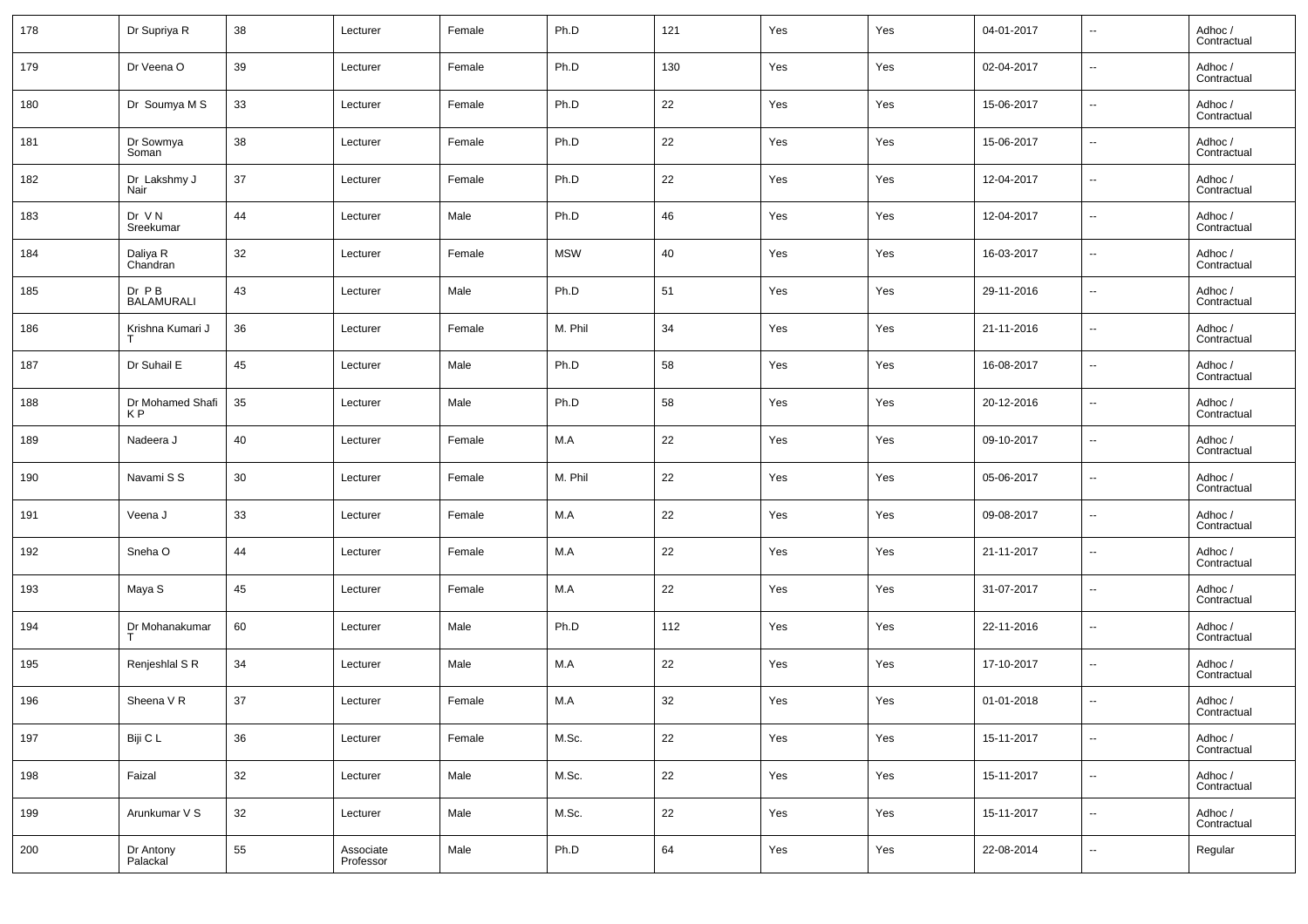| 178 | Dr Supriya R | 38 | Lecturer | Female | Ph.D | 121 | Yes | Yes | 04-01-2017 | -- | Adhoc / Contractual |
|---|---|---|---|---|---|---|---|---|---|---|---|
| 179 | Dr Veena O | 39 | Lecturer | Female | Ph.D | 130 | Yes | Yes | 02-04-2017 | -- | Adhoc / Contractual |
| 180 | Dr Soumya M S | 33 | Lecturer | Female | Ph.D | 22 | Yes | Yes | 15-06-2017 | -- | Adhoc / Contractual |
| 181 | Dr Sowmya Soman | 38 | Lecturer | Female | Ph.D | 22 | Yes | Yes | 15-06-2017 | -- | Adhoc / Contractual |
| 182 | Dr Lakshmy J Nair | 37 | Lecturer | Female | Ph.D | 22 | Yes | Yes | 12-04-2017 | -- | Adhoc / Contractual |
| 183 | Dr V N Sreekumar | 44 | Lecturer | Male | Ph.D | 46 | Yes | Yes | 12-04-2017 | -- | Adhoc / Contractual |
| 184 | Daliya R Chandran | 32 | Lecturer | Female | MSW | 40 | Yes | Yes | 16-03-2017 | -- | Adhoc / Contractual |
| 185 | Dr P B BALAMURALI | 43 | Lecturer | Male | Ph.D | 51 | Yes | Yes | 29-11-2016 | -- | Adhoc / Contractual |
| 186 | Krishna Kumari J T | 36 | Lecturer | Female | M. Phil | 34 | Yes | Yes | 21-11-2016 | -- | Adhoc / Contractual |
| 187 | Dr Suhail E | 45 | Lecturer | Male | Ph.D | 58 | Yes | Yes | 16-08-2017 | -- | Adhoc / Contractual |
| 188 | Dr Mohamed Shafi K P | 35 | Lecturer | Male | Ph.D | 58 | Yes | Yes | 20-12-2016 | -- | Adhoc / Contractual |
| 189 | Nadeera J | 40 | Lecturer | Female | M.A | 22 | Yes | Yes | 09-10-2017 | -- | Adhoc / Contractual |
| 190 | Navami S S | 30 | Lecturer | Female | M. Phil | 22 | Yes | Yes | 05-06-2017 | -- | Adhoc / Contractual |
| 191 | Veena J | 33 | Lecturer | Female | M.A | 22 | Yes | Yes | 09-08-2017 | -- | Adhoc / Contractual |
| 192 | Sneha O | 44 | Lecturer | Female | M.A | 22 | Yes | Yes | 21-11-2017 | -- | Adhoc / Contractual |
| 193 | Maya S | 45 | Lecturer | Female | M.A | 22 | Yes | Yes | 31-07-2017 | -- | Adhoc / Contractual |
| 194 | Dr Mohanakumar T | 60 | Lecturer | Male | Ph.D | 112 | Yes | Yes | 22-11-2016 | -- | Adhoc / Contractual |
| 195 | Renjeshlal S R | 34 | Lecturer | Male | M.A | 22 | Yes | Yes | 17-10-2017 | -- | Adhoc / Contractual |
| 196 | Sheena V R | 37 | Lecturer | Female | M.A | 32 | Yes | Yes | 01-01-2018 | -- | Adhoc / Contractual |
| 197 | Biji C L | 36 | Lecturer | Female | M.Sc. | 22 | Yes | Yes | 15-11-2017 | -- | Adhoc / Contractual |
| 198 | Faizal | 32 | Lecturer | Male | M.Sc. | 22 | Yes | Yes | 15-11-2017 | -- | Adhoc / Contractual |
| 199 | Arunkumar V S | 32 | Lecturer | Male | M.Sc. | 22 | Yes | Yes | 15-11-2017 | -- | Adhoc / Contractual |
| 200 | Dr Antony Palackal | 55 | Associate Professor | Male | Ph.D | 64 | Yes | Yes | 22-08-2014 | -- | Regular |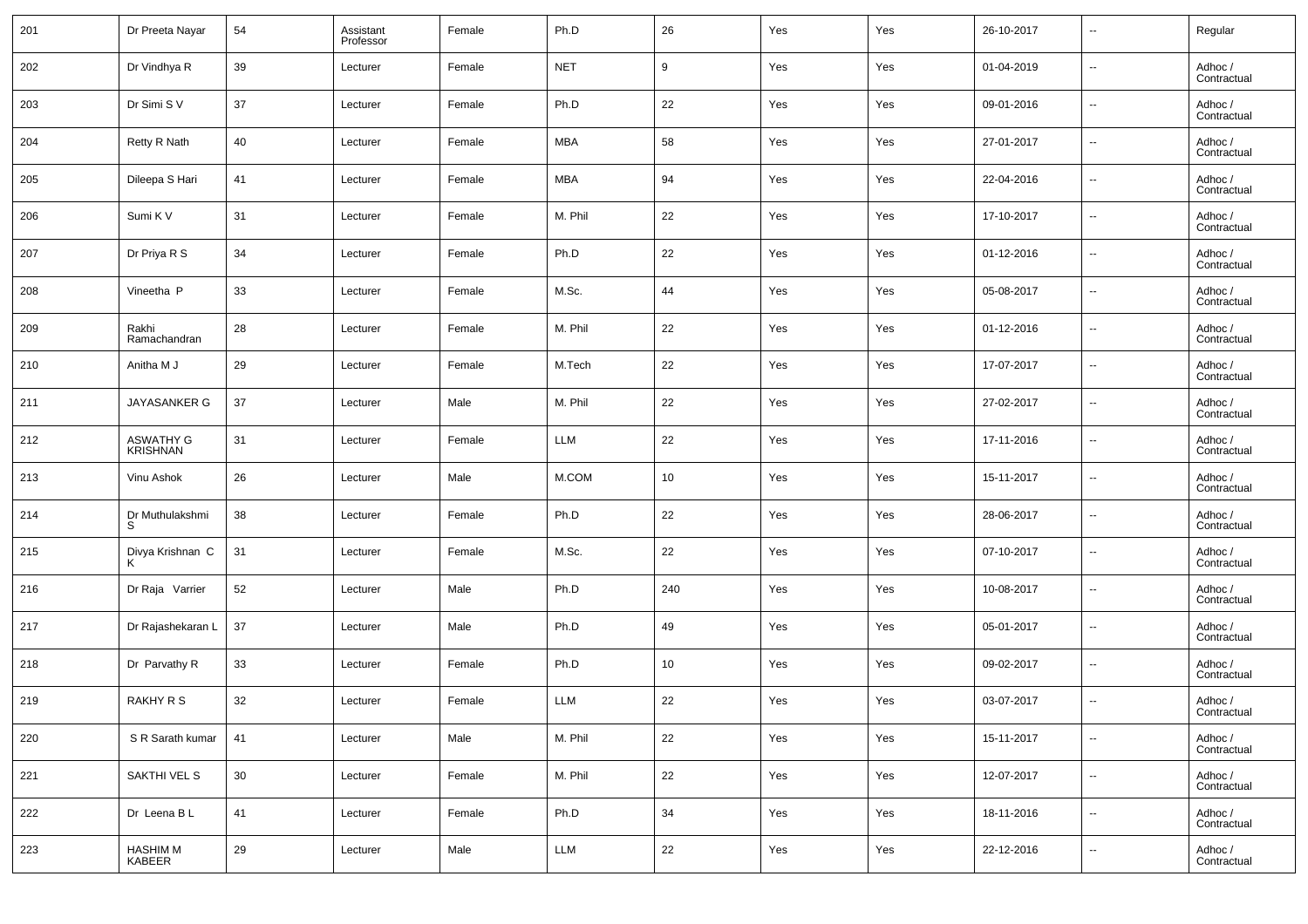| 201 | Dr Preeta Nayar | 54 | Assistant Professor | Female | Ph.D | 26 | Yes | Yes | 26-10-2017 | -- | Regular |
|---|---|---|---|---|---|---|---|---|---|---|---|
| 202 | Dr Vindhya R | 39 | Lecturer | Female | NET | 9 | Yes | Yes | 01-04-2019 | -- | Adhoc / Contractual |
| 203 | Dr Simi S V | 37 | Lecturer | Female | Ph.D | 22 | Yes | Yes | 09-01-2016 | -- | Adhoc / Contractual |
| 204 | Retty R Nath | 40 | Lecturer | Female | MBA | 58 | Yes | Yes | 27-01-2017 | -- | Adhoc / Contractual |
| 205 | Dileepa S Hari | 41 | Lecturer | Female | MBA | 94 | Yes | Yes | 22-04-2016 | -- | Adhoc / Contractual |
| 206 | Sumi K V | 31 | Lecturer | Female | M. Phil | 22 | Yes | Yes | 17-10-2017 | -- | Adhoc / Contractual |
| 207 | Dr Priya R S | 34 | Lecturer | Female | Ph.D | 22 | Yes | Yes | 01-12-2016 | -- | Adhoc / Contractual |
| 208 | Vineetha P | 33 | Lecturer | Female | M.Sc. | 44 | Yes | Yes | 05-08-2017 | -- | Adhoc / Contractual |
| 209 | Rakhi Ramachandran | 28 | Lecturer | Female | M. Phil | 22 | Yes | Yes | 01-12-2016 | -- | Adhoc / Contractual |
| 210 | Anitha M J | 29 | Lecturer | Female | M.Tech | 22 | Yes | Yes | 17-07-2017 | -- | Adhoc / Contractual |
| 211 | JAYASANKER G | 37 | Lecturer | Male | M. Phil | 22 | Yes | Yes | 27-02-2017 | -- | Adhoc / Contractual |
| 212 | ASWATHY G KRISHNAN | 31 | Lecturer | Female | LLM | 22 | Yes | Yes | 17-11-2016 | -- | Adhoc / Contractual |
| 213 | Vinu Ashok | 26 | Lecturer | Male | M.COM | 10 | Yes | Yes | 15-11-2017 | -- | Adhoc / Contractual |
| 214 | Dr Muthulakshmi S | 38 | Lecturer | Female | Ph.D | 22 | Yes | Yes | 28-06-2017 | -- | Adhoc / Contractual |
| 215 | Divya Krishnan C K | 31 | Lecturer | Female | M.Sc. | 22 | Yes | Yes | 07-10-2017 | -- | Adhoc / Contractual |
| 216 | Dr Raja Varrier | 52 | Lecturer | Male | Ph.D | 240 | Yes | Yes | 10-08-2017 | -- | Adhoc / Contractual |
| 217 | Dr Rajashekaran L | 37 | Lecturer | Male | Ph.D | 49 | Yes | Yes | 05-01-2017 | -- | Adhoc / Contractual |
| 218 | Dr Parvathy R | 33 | Lecturer | Female | Ph.D | 10 | Yes | Yes | 09-02-2017 | -- | Adhoc / Contractual |
| 219 | RAKHY R S | 32 | Lecturer | Female | LLM | 22 | Yes | Yes | 03-07-2017 | -- | Adhoc / Contractual |
| 220 | S R Sarath kumar | 41 | Lecturer | Male | M. Phil | 22 | Yes | Yes | 15-11-2017 | -- | Adhoc / Contractual |
| 221 | SAKTHI VEL S | 30 | Lecturer | Female | M. Phil | 22 | Yes | Yes | 12-07-2017 | -- | Adhoc / Contractual |
| 222 | Dr Leena B L | 41 | Lecturer | Female | Ph.D | 34 | Yes | Yes | 18-11-2016 | -- | Adhoc / Contractual |
| 223 | HASHIM M KABEER | 29 | Lecturer | Male | LLM | 22 | Yes | Yes | 22-12-2016 | -- | Adhoc / Contractual |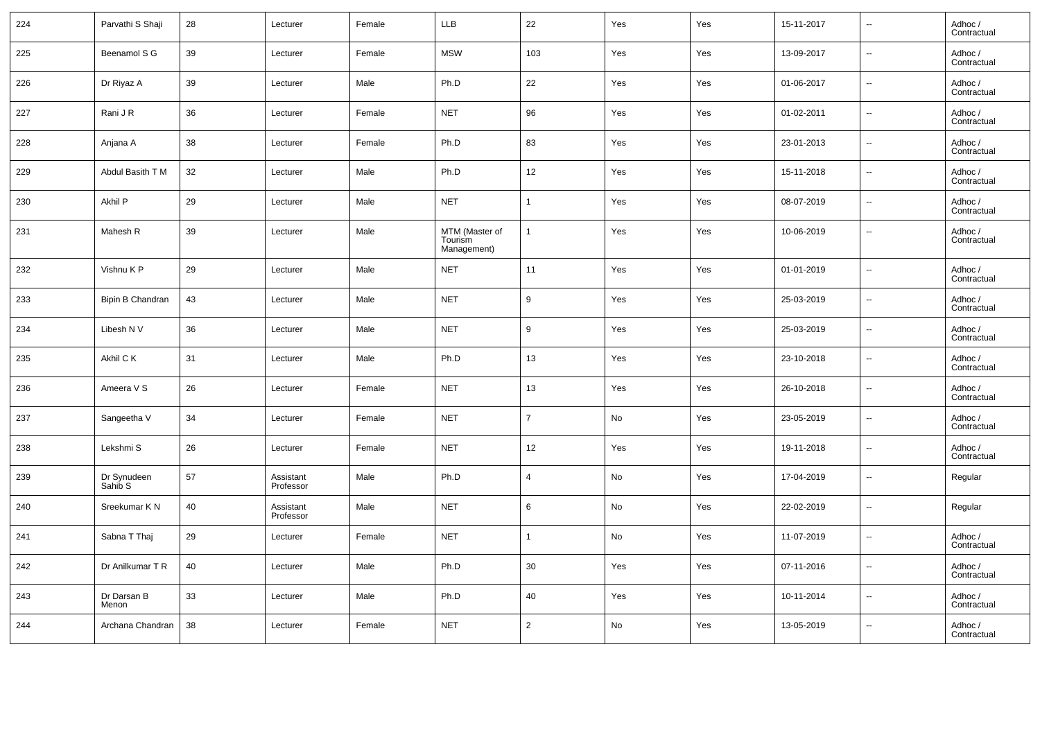| | | | | | | | | | | | |
|---|---|---|---|---|---|---|---|---|---|---|---|
| 224 | Parvathi S Shaji | 28 | Lecturer | Female | LLB | 22 | Yes | Yes | 15-11-2017 | -- | Adhoc / Contractual |
| 225 | Beenamol S G | 39 | Lecturer | Female | MSW | 103 | Yes | Yes | 13-09-2017 | -- | Adhoc / Contractual |
| 226 | Dr Riyaz A | 39 | Lecturer | Male | Ph.D | 22 | Yes | Yes | 01-06-2017 | -- | Adhoc / Contractual |
| 227 | Rani J R | 36 | Lecturer | Female | NET | 96 | Yes | Yes | 01-02-2011 | -- | Adhoc / Contractual |
| 228 | Anjana A | 38 | Lecturer | Female | Ph.D | 83 | Yes | Yes | 23-01-2013 | -- | Adhoc / Contractual |
| 229 | Abdul Basith T M | 32 | Lecturer | Male | Ph.D | 12 | Yes | Yes | 15-11-2018 | -- | Adhoc / Contractual |
| 230 | Akhil P | 29 | Lecturer | Male | NET | 1 | Yes | Yes | 08-07-2019 | -- | Adhoc / Contractual |
| 231 | Mahesh R | 39 | Lecturer | Male | MTM (Master of Tourism Management) | 1 | Yes | Yes | 10-06-2019 | -- | Adhoc / Contractual |
| 232 | Vishnu K P | 29 | Lecturer | Male | NET | 11 | Yes | Yes | 01-01-2019 | -- | Adhoc / Contractual |
| 233 | Bipin B Chandran | 43 | Lecturer | Male | NET | 9 | Yes | Yes | 25-03-2019 | -- | Adhoc / Contractual |
| 234 | Libesh N V | 36 | Lecturer | Male | NET | 9 | Yes | Yes | 25-03-2019 | -- | Adhoc / Contractual |
| 235 | Akhil C K | 31 | Lecturer | Male | Ph.D | 13 | Yes | Yes | 23-10-2018 | -- | Adhoc / Contractual |
| 236 | Ameera V S | 26 | Lecturer | Female | NET | 13 | Yes | Yes | 26-10-2018 | -- | Adhoc / Contractual |
| 237 | Sangeetha V | 34 | Lecturer | Female | NET | 7 | No | Yes | 23-05-2019 | -- | Adhoc / Contractual |
| 238 | Lekshmi S | 26 | Lecturer | Female | NET | 12 | Yes | Yes | 19-11-2018 | -- | Adhoc / Contractual |
| 239 | Dr Synudeen Sahib S | 57 | Assistant Professor | Male | Ph.D | 4 | No | Yes | 17-04-2019 | -- | Regular |
| 240 | Sreekumar K N | 40 | Assistant Professor | Male | NET | 6 | No | Yes | 22-02-2019 | -- | Regular |
| 241 | Sabna T Thaj | 29 | Lecturer | Female | NET | 1 | No | Yes | 11-07-2019 | -- | Adhoc / Contractual |
| 242 | Dr Anilkumar T R | 40 | Lecturer | Male | Ph.D | 30 | Yes | Yes | 07-11-2016 | -- | Adhoc / Contractual |
| 243 | Dr Darsan B Menon | 33 | Lecturer | Male | Ph.D | 40 | Yes | Yes | 10-11-2014 | -- | Adhoc / Contractual |
| 244 | Archana Chandran | 38 | Lecturer | Female | NET | 2 | No | Yes | 13-05-2019 | -- | Adhoc / Contractual |